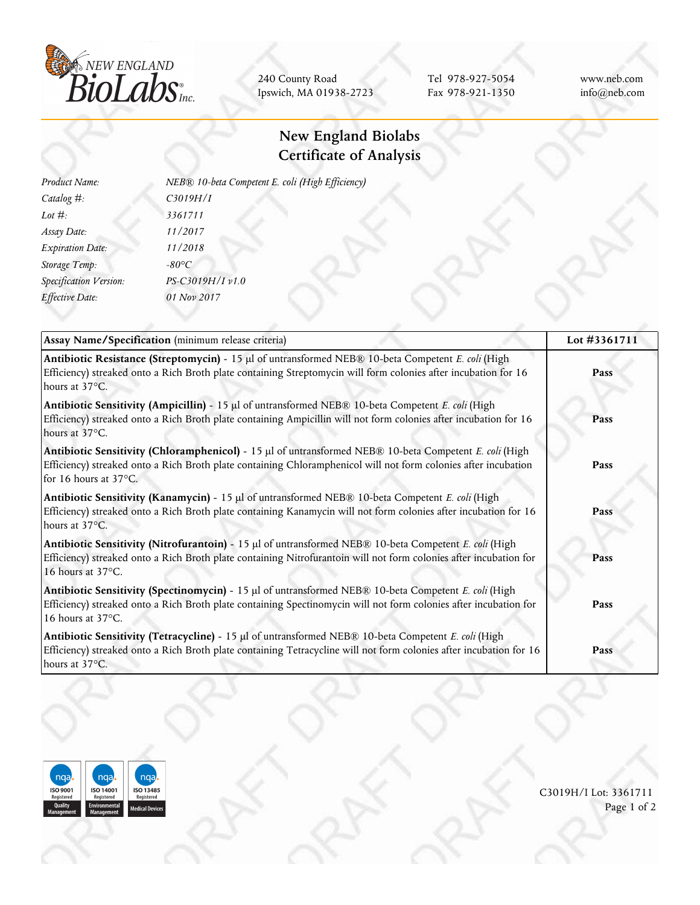NEW ENGLAND BioLabs Inc.

240 County Road
Ipswich, MA 01938-2723

Tel 978-927-5054
Fax 978-921-1350

www.neb.com
info@neb.com

# New England Biolabs
# Certificate of Analysis

| | |
|---|---|
| *Product Name:* | *NEB® 10-beta Competent E. coli (High Efficiency)* |
| *Catalog #:* | *C3019H/I* |
| *Lot #:* | *3361711* |
| *Assay Date:* | *11/2017* |
| *Expiration Date:* | *11/2018* |
| *Storage Temp:* | *-80°C* |
| *Specification Version:* | *PS-C3019H/I v1.0* |
| *Effective Date:* | *01 Nov 2017* |

| **Assay Name/Specification** (minimum release criteria) | **Lot #3361711** |
|---|---|
| **Antibiotic Resistance (Streptomycin)** - 15 µl of untransformed NEB® 10-beta Competent *E. coli* (High Efficiency) streaked onto a Rich Broth plate containing Streptomycin will form colonies after incubation for 16 hours at 37°C. | **Pass** |
| **Antibiotic Sensitivity (Ampicillin)** - 15 µl of untransformed NEB® 10-beta Competent *E. coli* (High Efficiency) streaked onto a Rich Broth plate containing Ampicillin will not form colonies after incubation for 16 hours at 37°C. | **Pass** |
| **Antibiotic Sensitivity (Chloramphenicol)** - 15 µl of untransformed NEB® 10-beta Competent *E. coli* (High Efficiency) streaked onto a Rich Broth plate containing Chloramphenicol will not form colonies after incubation for 16 hours at 37°C. | **Pass** |
| **Antibiotic Sensitivity (Kanamycin)** - 15 µl of untransformed NEB® 10-beta Competent *E. coli* (High Efficiency) streaked onto a Rich Broth plate containing Kanamycin will not form colonies after incubation for 16 hours at 37°C. | **Pass** |
| **Antibiotic Sensitivity (Nitrofurantoin)** - 15 µl of untransformed NEB® 10-beta Competent *E. coli* (High Efficiency) streaked onto a Rich Broth plate containing Nitrofurantoin will not form colonies after incubation for 16 hours at 37°C. | **Pass** |
| **Antibiotic Sensitivity (Spectinomycin)** - 15 µl of untransformed NEB® 10-beta Competent *E. coli* (High Efficiency) streaked onto a Rich Broth plate containing Spectinomycin will not form colonies after incubation for 16 hours at 37°C. | **Pass** |
| **Antibiotic Sensitivity (Tetracycline)** - 15 µl of untransformed NEB® 10-beta Competent *E. coli* (High Efficiency) streaked onto a Rich Broth plate containing Tetracycline will not form colonies after incubation for 16 hours at 37°C. | **Pass** |

nqa ISO 9001 Registered Quality Management | nqa ISO 14001 Registered Environmental Management | nqa ISO 13485 Registered Medical Devices

C3019H/I Lot: 3361711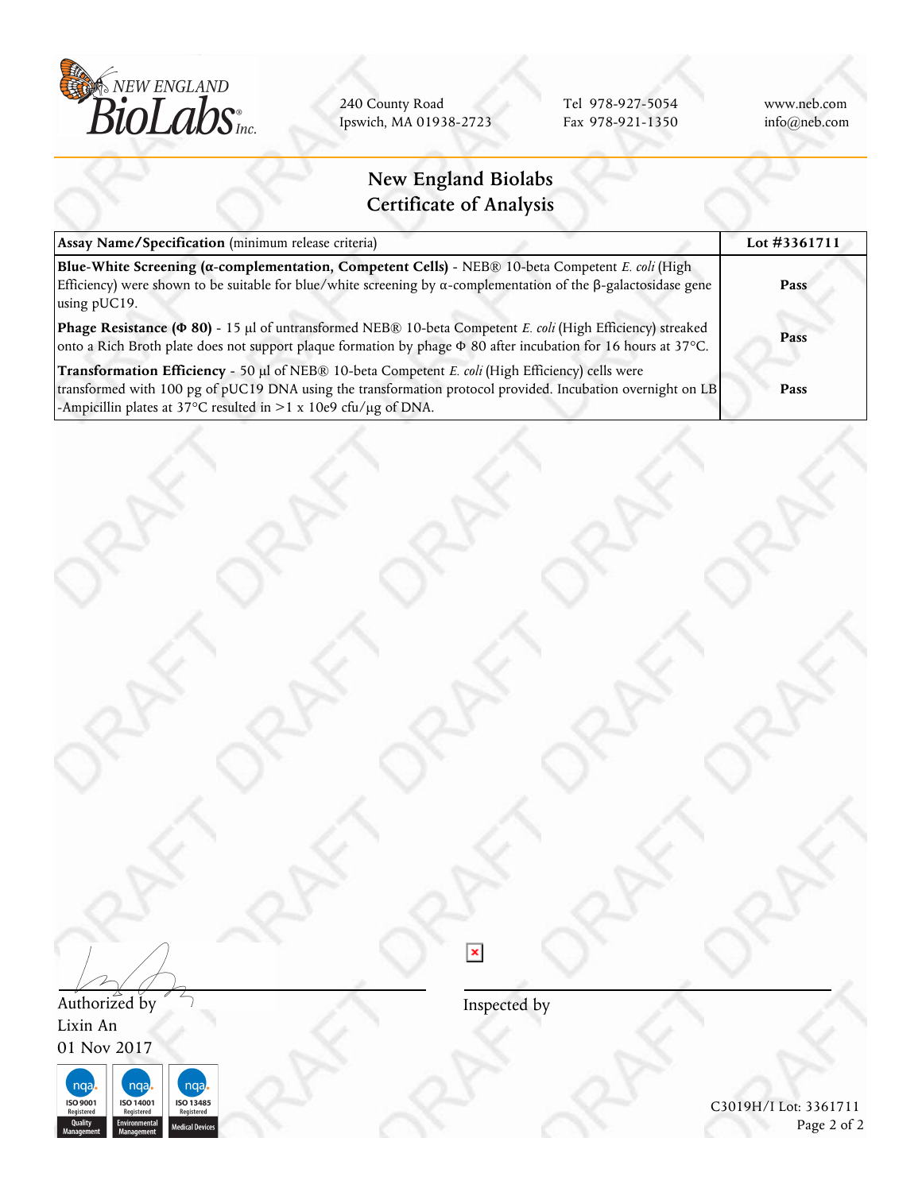New England BioLabs Inc.
240 County Road
Ipswich, MA 01938-2723
Tel 978-927-5054
Fax 978-921-1350
www.neb.com
info@neb.com

# New England Biolabs
# Certificate of Analysis

| **Assay Name/Specification** (minimum release criteria) | **Lot #3361711** |
|---|---|
| **Blue-White Screening (α-complementation, Competent Cells)** - NEB® 10-beta Competent *E. coli* (High Efficiency) were shown to be suitable for blue/white screening by α-complementation of the β-galactosidase gene using pUC19. | **Pass** |
| **Phage Resistance (Φ 80)** - 15 µl of untransformed NEB® 10-beta Competent *E. coli* (High Efficiency) streaked onto a Rich Broth plate does not support plaque formation by phage Φ 80 after incubation for 16 hours at 37°C. | **Pass** |
| **Transformation Efficiency** - 50 µl of NEB® 10-beta Competent *E. coli* (High Efficiency) cells were transformed with 100 pg of pUC19 DNA using the transformation protocol provided. Incubation overnight on LB -Ampicillin plates at 37°C resulted in >1 x 10e9 cfu/µg of DNA. | **Pass** |

Authorized by
Lixin An
01 Nov 2017

Inspected by

ISO 9001 Registered Quality Management
ISO 14001 Registered Environmental Management
ISO 13485 Registered Medical Devices

C3019H/I Lot: 3361711